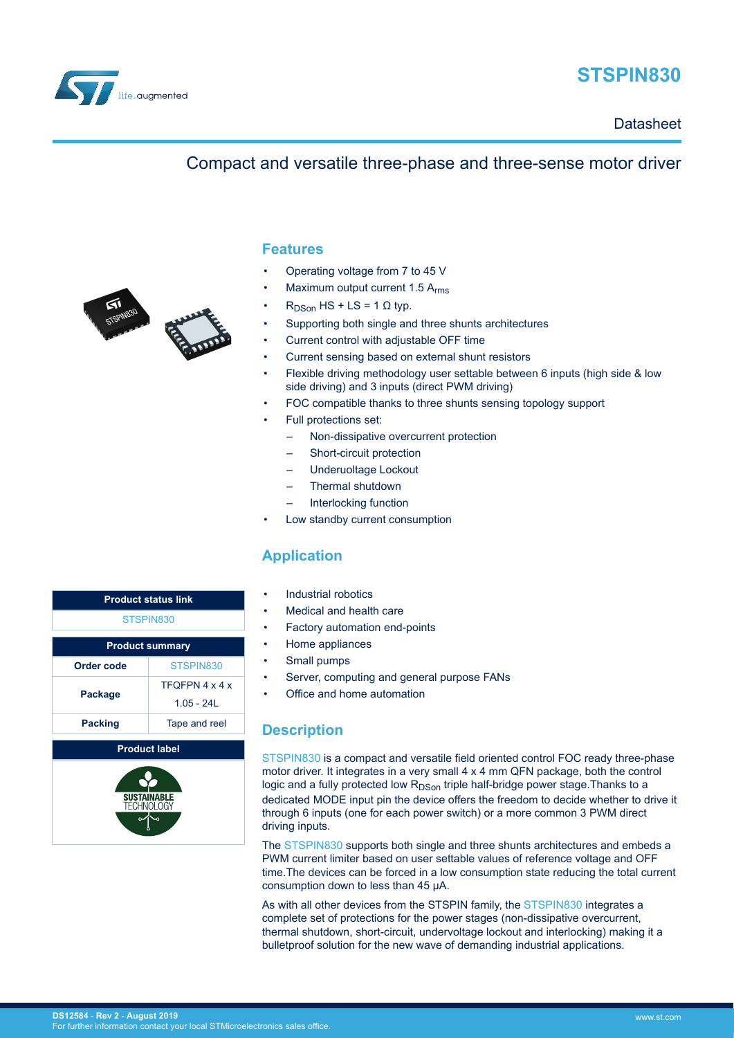# STSPIN830

Datasheet

## Compact and versatile three-phase and three-sense motor driver

## Features

- Operating voltage from 7 to 45 V
- Maximum output current 1.5 $A_{rms}$
- $R_{DSon}$ HS + LS = 1 Ω typ.
- Supporting both single and three shunts architectures
- Current control with adjustable OFF time
- Current sensing based on external shunt resistors
- Flexible driving methodology user settable between 6 inputs (high side & low side driving) and 3 inputs (direct PWM driving)
- FOC compatible thanks to three shunts sensing topology support
- Full protections set:
  - Non-dissipative overcurrent protection
  - Short-circuit protection
  - Underuoltage Lockout
  - Thermal shutdown
  - Interlocking function
- Low standby current consumption

## Application

- Industrial robotics
- Medical and health care
- Factory automation end-points
- Home appliances
- Small pumps
- Server, computing and general purpose FANs
- Office and home automation

| Product status link |
|---|
| STSPIN830 |

| Product summary | |
|---|---|
| Order code | STSPIN830 |
| Package | TFQFPN 4 x 4 x 1.05 - 24L |
| Packing | Tape and reel |

**Product label**

SUSTAINABLE TECHNOLOGY

## Description

STSPIN830 is a compact and versatile field oriented control FOC ready three-phase motor driver. It integrates in a very small 4 x 4 mm QFN package, both the control logic and a fully protected low $R_{DSon}$ triple half-bridge power stage.Thanks to a dedicated MODE input pin the device offers the freedom to decide whether to drive it through 6 inputs (one for each power switch) or a more common 3 PWM direct driving inputs.

The STSPIN830 supports both single and three shunts architectures and embeds a PWM current limiter based on user settable values of reference voltage and OFF time.The devices can be forced in a low consumption state reducing the total current consumption down to less than 45 μA.

As with all other devices from the STSPIN family, the STSPIN830 integrates a complete set of protections for the power stages (non-dissipative overcurrent, thermal shutdown, short-circuit, undervoltage lockout and interlocking) making it a bulletproof solution for the new wave of demanding industrial applications.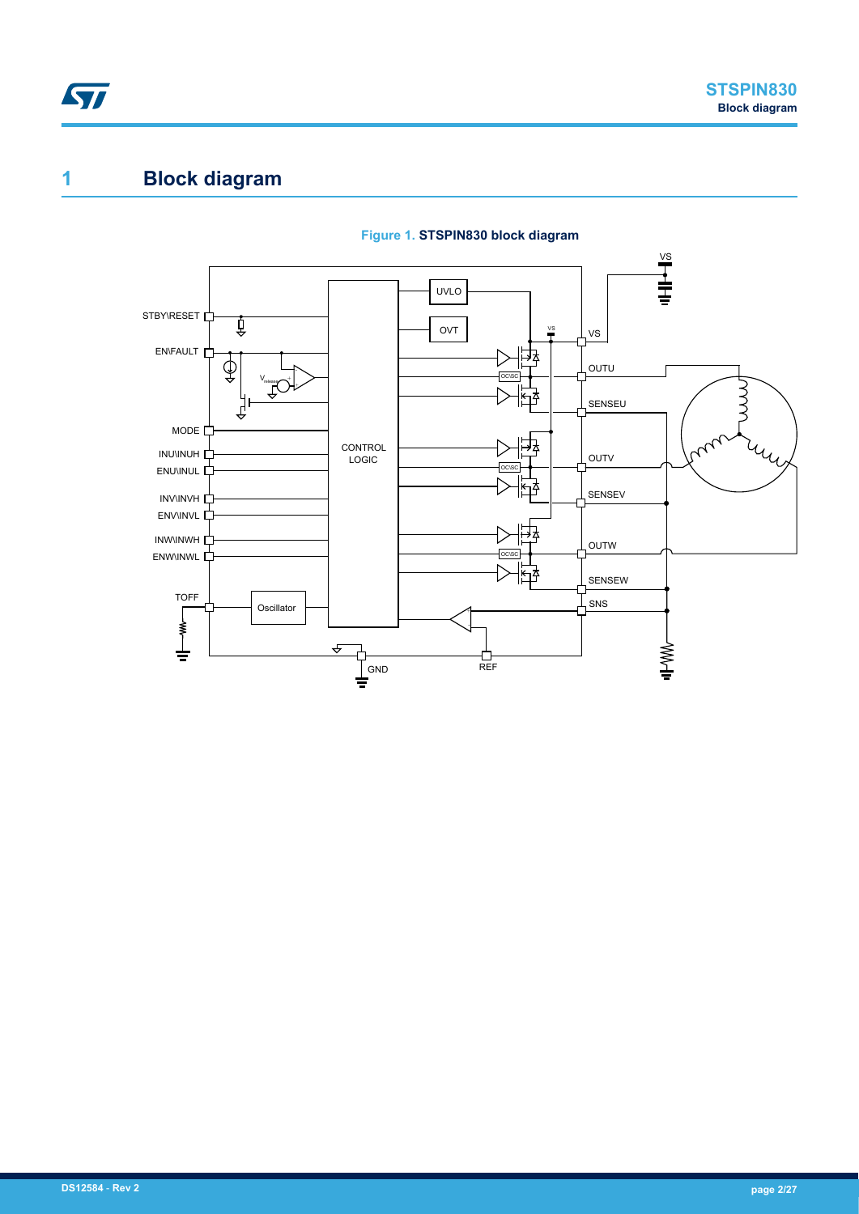# 1 Block diagram

**Figure 1. STSPIN830 block diagram**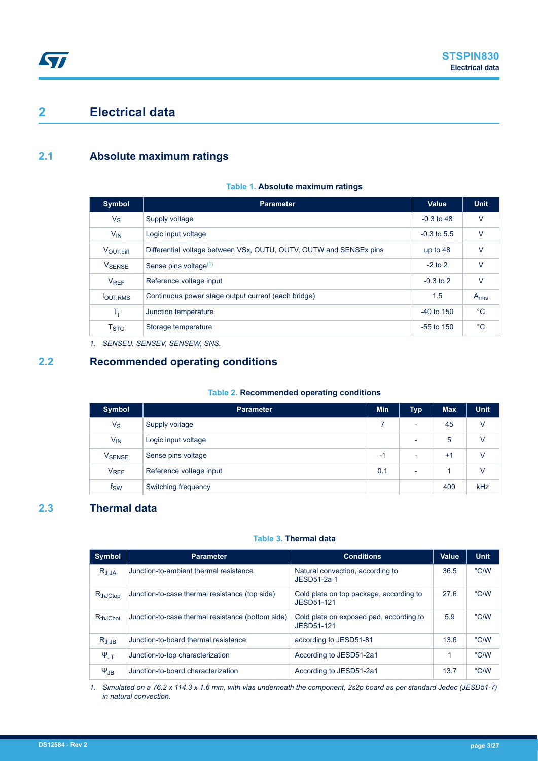# 2 Electrical data

## 2.1 Absolute maximum ratings

**Table 1. Absolute maximum ratings**

| Symbol | Parameter | Value | Unit |
|---|---|---|---|
| $V_S$ | Supply voltage | -0.3 to 48 | V |
| $V_{IN}$ | Logic input voltage | -0.3 to 5.5 | V |
| $V_{OUT,diff}$ | Differential voltage between VSx, OUTU, OUTV, OUTW and SENSEx pins | up to 48 | V |
| $V_{SENSE}$ | Sense pins voltage[(1)] | -2 to 2 | V |
| $V_{REF}$ | Reference voltage input | -0.3 to 2 | V |
| $I_{OUT,RMS}$ | Continuous power stage output current (each bridge) | 1.5 | $A_{rms}$ |
| $T_j$ | Junction temperature | -40 to 150 | °C |
| $T_{STG}$ | Storage temperature | -55 to 150 | °C |

*1. SENSEU, SENSEV, SENSEW, SNS.*

## 2.2 Recommended operating conditions

**Table 2. Recommended operating conditions**

| Symbol | Parameter | Min | Typ | Max | Unit |
|---|---|---|---|---|---|
| $V_S$ | Supply voltage | 7 | - | 45 | V |
| $V_{IN}$ | Logic input voltage | | - | 5 | V |
| $V_{SENSE}$ | Sense pins voltage | -1 | - | +1 | V |
| $V_{REF}$ | Reference voltage input | 0.1 | - | 1 | V |
| $f_{SW}$ | Switching frequency | | | 400 | kHz |

## 2.3 Thermal data

**Table 3. Thermal data**

| Symbol | Parameter | Conditions | Value | Unit |
|---|---|---|---|---|
| $R_{thJA}$ | Junction-to-ambient thermal resistance | Natural convection, according to JESD51-2a 1 | 36.5 | °C/W |
| $R_{thJCtop}$ | Junction-to-case thermal resistance (top side) | Cold plate on top package, according to JESD51-121 | 27.6 | °C/W |
| $R_{thJCbot}$ | Junction-to-case thermal resistance (bottom side) | Cold plate on exposed pad, according to JESD51-121 | 5.9 | °C/W |
| $R_{thJB}$ | Junction-to-board thermal resistance | according to JESD51-81 | 13.6 | °C/W |
| $\Psi_{JT}$ | Junction-to-top characterization | According to JESD51-2a1 | 1 | °C/W |
| $\Psi_{JB}$ | Junction-to-board characterization | According to JESD51-2a1 | 13.7 | °C/W |

*1. Simulated on a 76.2 x 114.3 x 1.6 mm, with vias underneath the component, 2s2p board as per standard Jedec (JESD51-7) in natural convection.*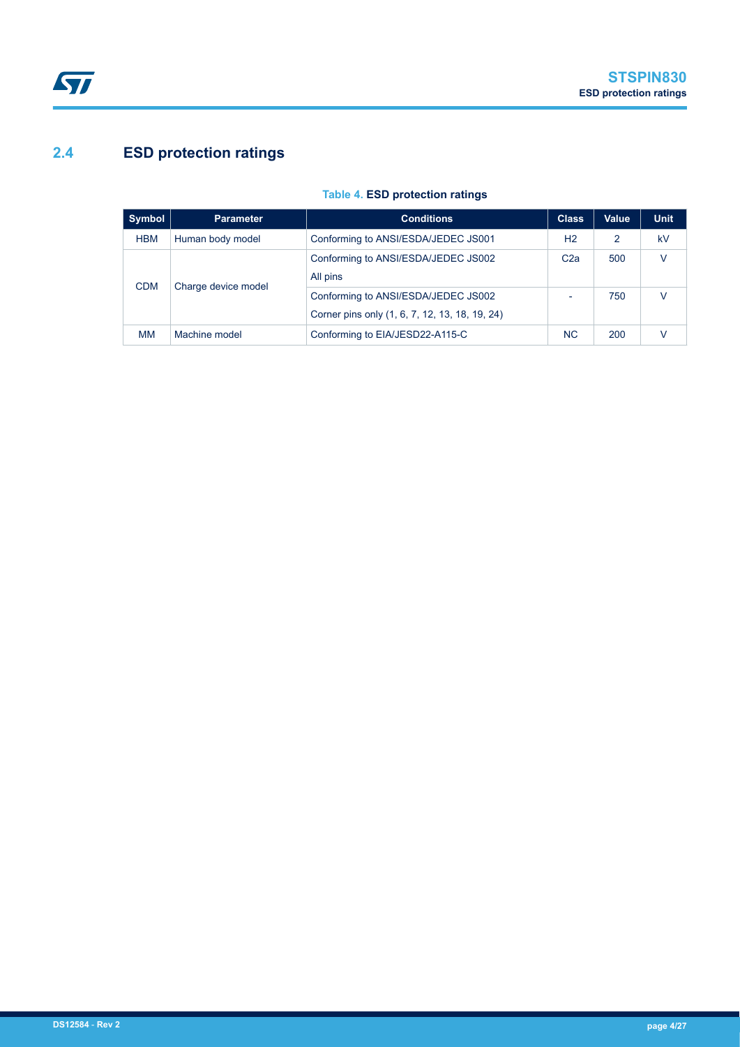## 2.4 ESD protection ratings

**Table 4. ESD protection ratings**

| Symbol | Parameter | Conditions | Class | Value | Unit |
|---|---|---|---|---|---|
| HBM | Human body model | Conforming to ANSI/ESDA/JEDEC JS001 | H2 | 2 | kV |
| CDM | Charge device model | Conforming to ANSI/ESDA/JEDEC JS002<br>All pins | C2a | 500 | V |
| | | Conforming to ANSI/ESDA/JEDEC JS002<br>Corner pins only (1, 6, 7, 12, 13, 18, 19, 24) | - | 750 | V |
| MM | Machine model | Conforming to EIA/JESD22-A115-C | NC | 200 | V |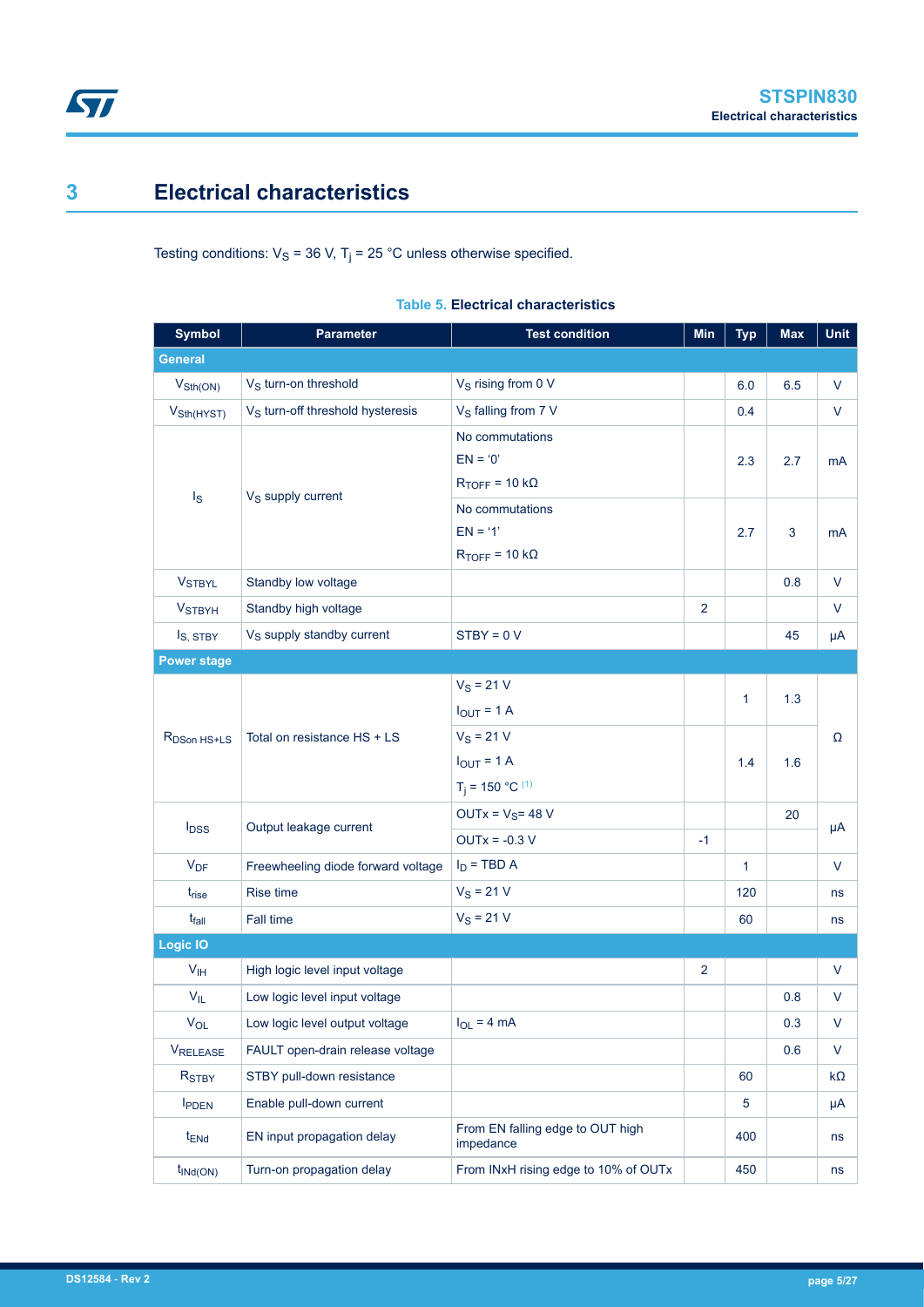# 3 Electrical characteristics

Testing conditions: $V_S$ = 36 V, $T_j$ = 25 °C unless otherwise specified.

**Table 5. Electrical characteristics**

| Symbol | Parameter | Test condition | Min | Typ | Max | Unit |
|---|---|---|---|---|---|---|
| **General** | | | | | | |
| $V_{Sth(ON)}$ | $V_S$ turn-on threshold | $V_S$ rising from 0 V | | 6.0 | 6.5 | V |
| $V_{Sth(HYST)}$ | $V_S$ turn-off threshold hysteresis | $V_S$ falling from 7 V | | 0.4 | | V |
| $I_S$ | $V_S$ supply current | No commutations<br>EN = '0'<br>$R_{TOFF}$ = 10 kΩ | | 2.3 | 2.7 | mA |
| | | No commutations<br>EN = '1'<br>$R_{TOFF}$ = 10 kΩ | | 2.7 | 3 | mA |
| $V_{STBYL}$ | Standby low voltage | | | | 0.8 | V |
| $V_{STBYH}$ | Standby high voltage | | 2 | | | V |
| $I_{S, STBY}$ | $V_S$ supply standby current | STBY = 0 V | | | 45 | μA |
| **Power stage** | | | | | | |
| $R_{DSon\ HS+LS}$ | Total on resistance HS + LS | $V_S$ = 21 V<br>$I_{OUT}$ = 1 A | | 1 | 1.3 | Ω |
| | | $V_S$ = 21 V<br>$I_{OUT}$ = 1 A<br>$T_j$ = 150 °C (1) | | 1.4 | 1.6 | |
| $I_{DSS}$ | Output leakage current | OUTx = $V_S$= 48 V | | | 20 | μA |
| | | OUTx = -0.3 V | -1 | | | |
| $V_{DF}$ | Freewheeling diode forward voltage | $I_D$ = TBD A | | 1 | | V |
| $t_{rise}$ | Rise time | $V_S$ = 21 V | | 120 | | ns |
| $t_{fall}$ | Fall time | $V_S$ = 21 V | | 60 | | ns |
| **Logic IO** | | | | | | |
| $V_{IH}$ | High logic level input voltage | | 2 | | | V |
| $V_{IL}$ | Low logic level input voltage | | | | 0.8 | V |
| $V_{OL}$ | Low logic level output voltage | $I_{OL}$ = 4 mA | | | 0.3 | V |
| $V_{RELEASE}$ | FAULT open-drain release voltage | | | | 0.6 | V |
| $R_{STBY}$ | STBY pull-down resistance | | | 60 | | kΩ |
| $I_{PDEN}$ | Enable pull-down current | | | 5 | | μA |
| $t_{ENd}$ | EN input propagation delay | From EN falling edge to OUT high impedance | | 400 | | ns |
| $t_{INd(ON)}$ | Turn-on propagation delay | From INxH rising edge to 10% of OUTx | | 450 | | ns |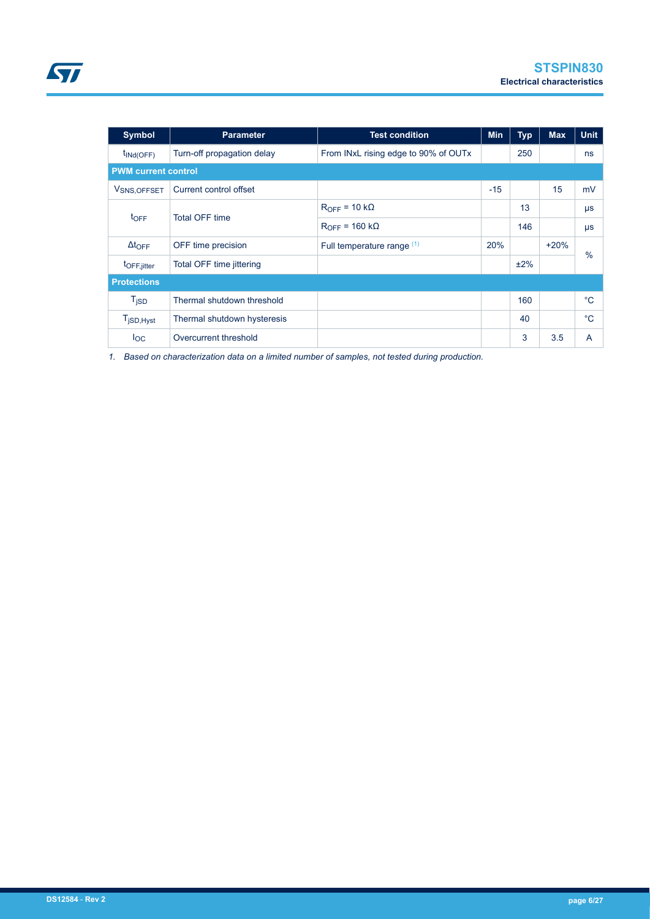| Symbol | Parameter | Test condition | Min | Typ | Max | Unit |
|---|---|---|---|---|---|---|
| $t_{INd(OFF)}$ | Turn-off propagation delay | From INxL rising edge to 90% of OUTx | | 250 | | ns |
| **PWM current control** | | | | | | |
| $V_{SNS,OFFSET}$ | Current control offset | | -15 | | 15 | mV |
| $t_{OFF}$ | Total OFF time | $R_{OFF}$ = 10 kΩ | | 13 | | μs |
| | | $R_{OFF}$ = 160 kΩ | | 146 | | μs |
| $\Delta t_{OFF}$ | OFF time precision | Full temperature range [(1)] | 20% | | +20% | % |
| $t_{OFF,jitter}$ | Total OFF time jittering | | | ±2% | | |
| **Protections** | | | | | | |
| $T_{jSD}$ | Thermal shutdown threshold | | | 160 | | °C |
| $T_{jSD,Hyst}$ | Thermal shutdown hysteresis | | | 40 | | °C |
| $I_{OC}$ | Overcurrent threshold | | | 3 | 3.5 | A |

*1. Based on characterization data on a limited number of samples, not tested during production.*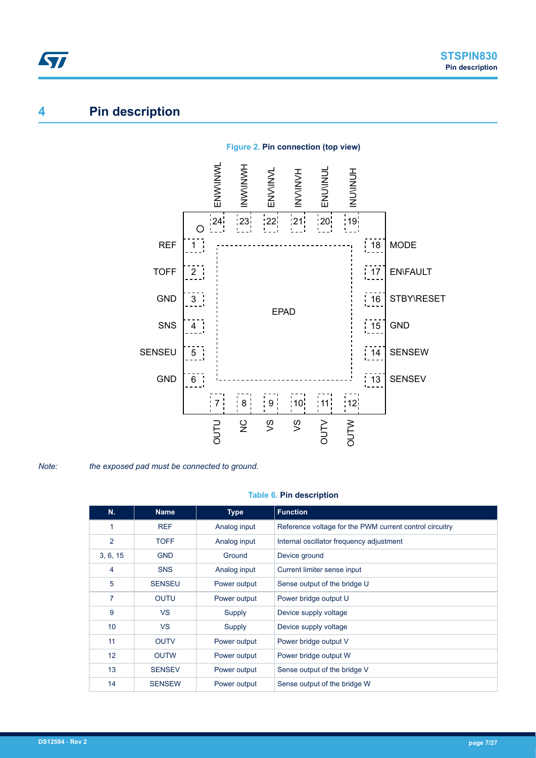# 4 Pin description

**Figure 2. Pin connection (top view)**

*Note: the exposed pad must be connected to ground.*

**Table 6. Pin description**

| N. | Name | Type | Function |
|---|---|---|---|
| 1 | REF | Analog input | Reference voltage for the PWM current control circuitry |
| 2 | TOFF | Analog input | Internal oscillator frequency adjustment |
| 3, 6, 15 | GND | Ground | Device ground |
| 4 | SNS | Analog input | Current limiter sense input |
| 5 | SENSEU | Power output | Sense output of the bridge U |
| 7 | OUTU | Power output | Power bridge output U |
| 9 | VS | Supply | Device supply voltage |
| 10 | VS | Supply | Device supply voltage |
| 11 | OUTV | Power output | Power bridge output V |
| 12 | OUTW | Power output | Power bridge output W |
| 13 | SENSEV | Power output | Sense output of the bridge V |
| 14 | SENSEW | Power output | Sense output of the bridge W |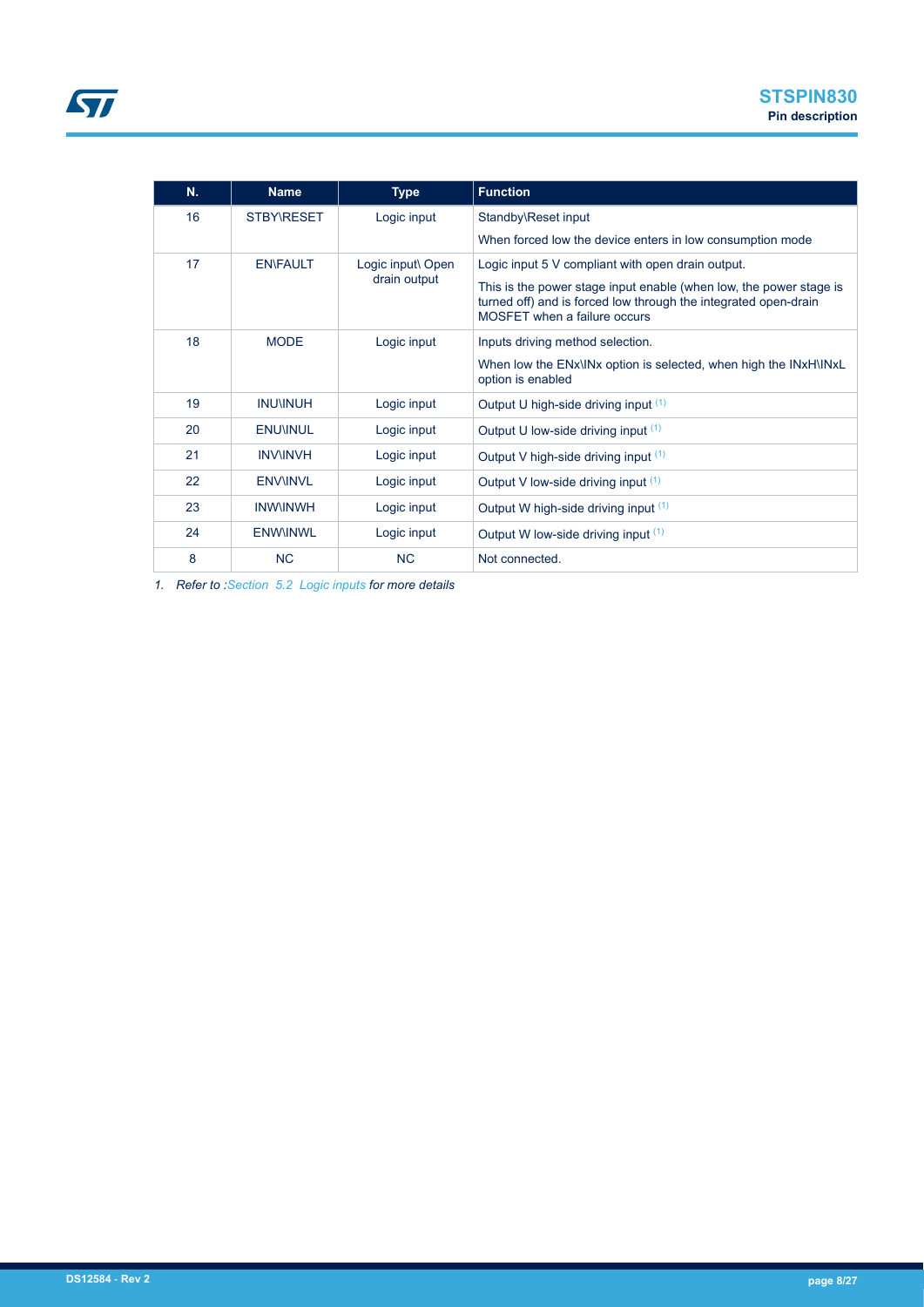| N. | Name | Type | Function |
| --- | --- | --- | --- |
| 16 | STBY\RESET | Logic input | Standby\Reset input<br>When forced low the device enters in low consumption mode |
| 17 | EN\FAULT | Logic input\ Open drain output | Logic input 5 V compliant with open drain output.<br>This is the power stage input enable (when low, the power stage is turned off) and is forced low through the integrated open-drain MOSFET when a failure occurs |
| 18 | MODE | Logic input | Inputs driving method selection.<br>When low the ENx\INx option is selected, when high the INxH\INxL option is enabled |
| 19 | INU\INUH | Logic input | Output U high-side driving input [(1)] |
| 20 | ENU\INUL | Logic input | Output U low-side driving input [(1)] |
| 21 | INV\INVH | Logic input | Output V high-side driving input [(1)] |
| 22 | ENV\INVL | Logic input | Output V low-side driving input [(1)] |
| 23 | INW\INWH | Logic input | Output W high-side driving input [(1)] |
| 24 | ENW\INWL | Logic input | Output W low-side driving input [(1)] |
| 8 | NC | NC | Not connected. |

*1. Refer to :Section 5.2 Logic inputs for more details*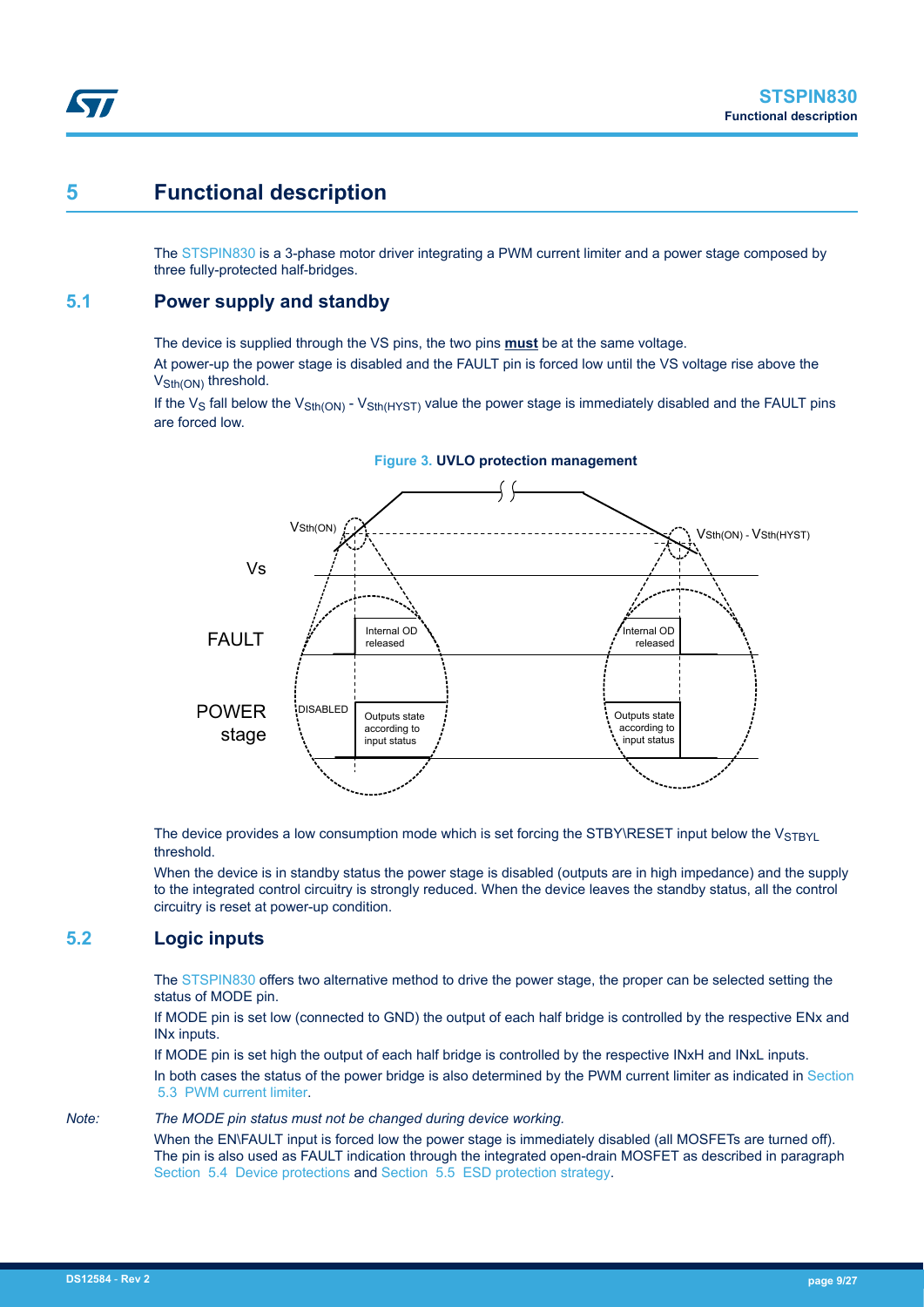# 5 Functional description

The STSPIN830 is a 3-phase motor driver integrating a PWM current limiter and a power stage composed by three fully-protected half-bridges.

## 5.1 Power supply and standby

The device is supplied through the VS pins, the two pins **must** be at the same voltage.

At power-up the power stage is disabled and the FAULT pin is forced low until the VS voltage rise above the $V_{Sth(ON)}$ threshold.

If the $V_S$ fall below the $V_{Sth(ON)}$ - $V_{Sth(HYST)}$ value the power stage is immediately disabled and the FAULT pins are forced low.

**Figure 3. UVLO protection management**

The device provides a low consumption mode which is set forcing the STBY\RESET input below the $V_{STBYL}$ threshold.

When the device is in standby status the power stage is disabled (outputs are in high impedance) and the supply to the integrated control circuitry is strongly reduced. When the device leaves the standby status, all the control circuitry is reset at power-up condition.

## 5.2 Logic inputs

The STSPIN830 offers two alternative method to drive the power stage, the proper can be selected setting the status of MODE pin.

If MODE pin is set low (connected to GND) the output of each half bridge is controlled by the respective ENx and INx inputs.

If MODE pin is set high the output of each half bridge is controlled by the respective INxH and INxL inputs.

In both cases the status of the power bridge is also determined by the PWM current limiter as indicated in Section 5.3 PWM current limiter.

*Note: The MODE pin status must not be changed during device working.*

When the EN\FAULT input is forced low the power stage is immediately disabled (all MOSFETs are turned off). The pin is also used as FAULT indication through the integrated open-drain MOSFET as described in paragraph Section 5.4 Device protections and Section 5.5 ESD protection strategy.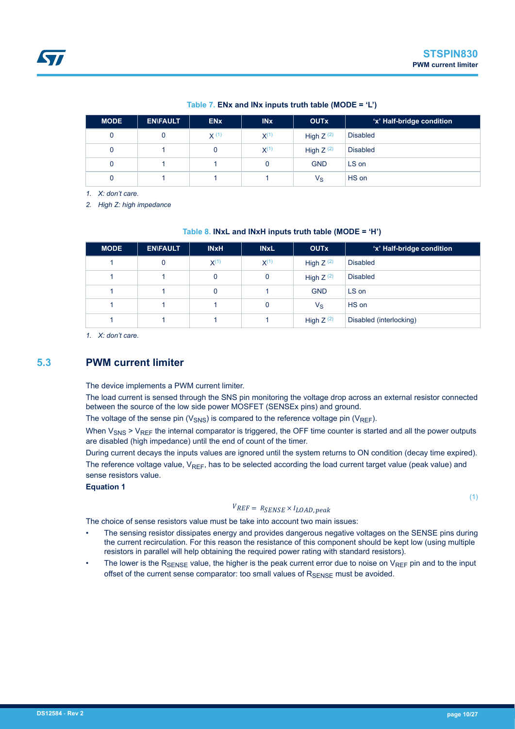**Table 7. ENx and INx inputs truth table (MODE = 'L')**

| MODE | EN\FAULT | ENx | INx | OUTx | 'x' Half-bridge condition |
| --- | --- | --- | --- | --- | --- |
| 0 | 0 | X [1] | X[1] | High Z [2] | Disabled |
| 0 | 1 | 0 | X[1] | High Z [2] | Disabled |
| 0 | 1 | 1 | 0 | GND | LS on |
| 0 | 1 | 1 | 1 | $V_S$ | HS on |

*1. X: don't care.*

*2. High Z: high impedance*

**Table 8. INxL and INxH inputs truth table (MODE = 'H')**

| MODE | EN\FAULT | INxH | INxL | OUTx | 'x' Half-bridge condition |
| --- | --- | --- | --- | --- | --- |
| 1 | 0 | X[1] | X[1] | High Z [2] | Disabled |
| 1 | 1 | 0 | 0 | High Z [2] | Disabled |
| 1 | 1 | 0 | 1 | GND | LS on |
| 1 | 1 | 1 | 0 | $V_S$ | HS on |
| 1 | 1 | 1 | 1 | High Z [2] | Disabled (interlocking) |

*1. X: don't care.*

## 5.3 PWM current limiter

The device implements a PWM current limiter.

The load current is sensed through the SNS pin monitoring the voltage drop across an external resistor connected between the source of the low side power MOSFET (SENSEx pins) and ground.

The voltage of the sense pin ($V_{SNS}$) is compared to the reference voltage pin ($V_{REF}$).

When $V_{SNS} > V_{REF}$ the internal comparator is triggered, the OFF time counter is started and all the power outputs are disabled (high impedance) until the end of count of the timer.

During current decays the inputs values are ignored until the system returns to ON condition (decay time expired).

The reference voltage value, $V_{REF}$, has to be selected according the load current target value (peak value) and sense resistors value.

**Equation 1**

$$V_{REF} = R_{SENSE} \times I_{LOAD, peak} \tag{1}$$

The choice of sense resistors value must be take into account two main issues:

- The sensing resistor dissipates energy and provides dangerous negative voltages on the SENSE pins during the current recirculation. For this reason the resistance of this component should be kept low (using multiple resistors in parallel will help obtaining the required power rating with standard resistors).
- The lower is the $R_{SENSE}$ value, the higher is the peak current error due to noise on $V_{REF}$ pin and to the input offset of the current sense comparator: too small values of $R_{SENSE}$ must be avoided.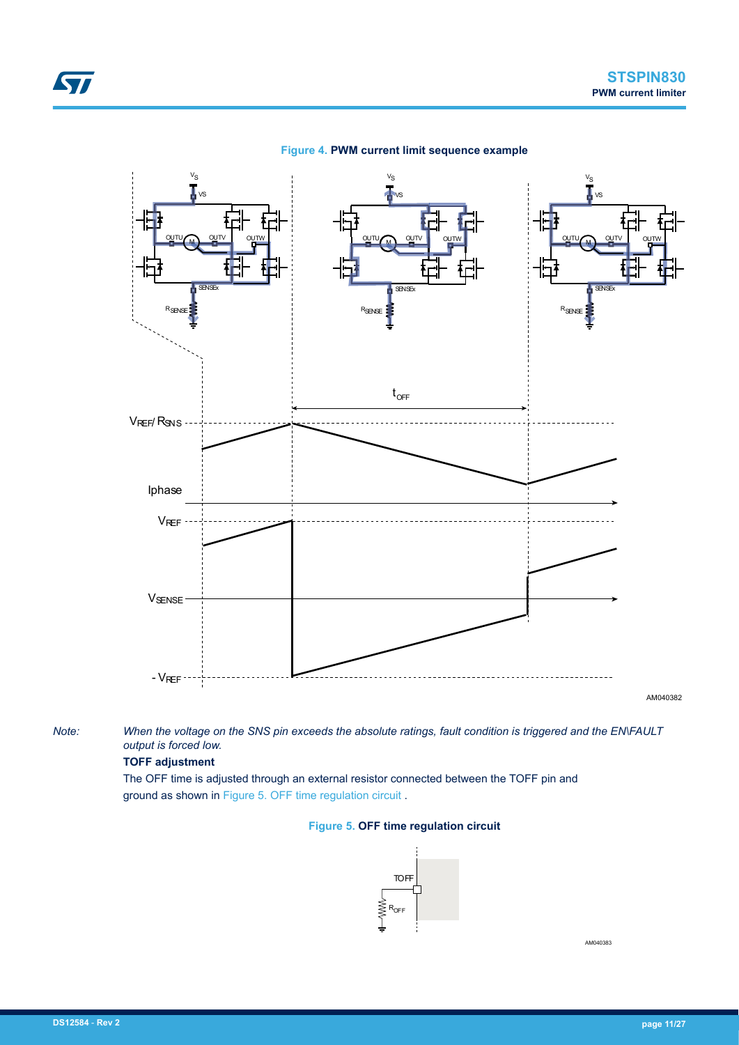Figure 4. **PWM current limit sequence example**

AM040382

*Note: When the voltage on the SNS pin exceeds the absolute ratings, fault condition is triggered and the EN\FAULT output is forced low.*

**TOFF adjustment**

The OFF time is adjusted through an external resistor connected between the TOFF pin and ground as shown in Figure 5. OFF time regulation circuit .

Figure 5. **OFF time regulation circuit**

AM040383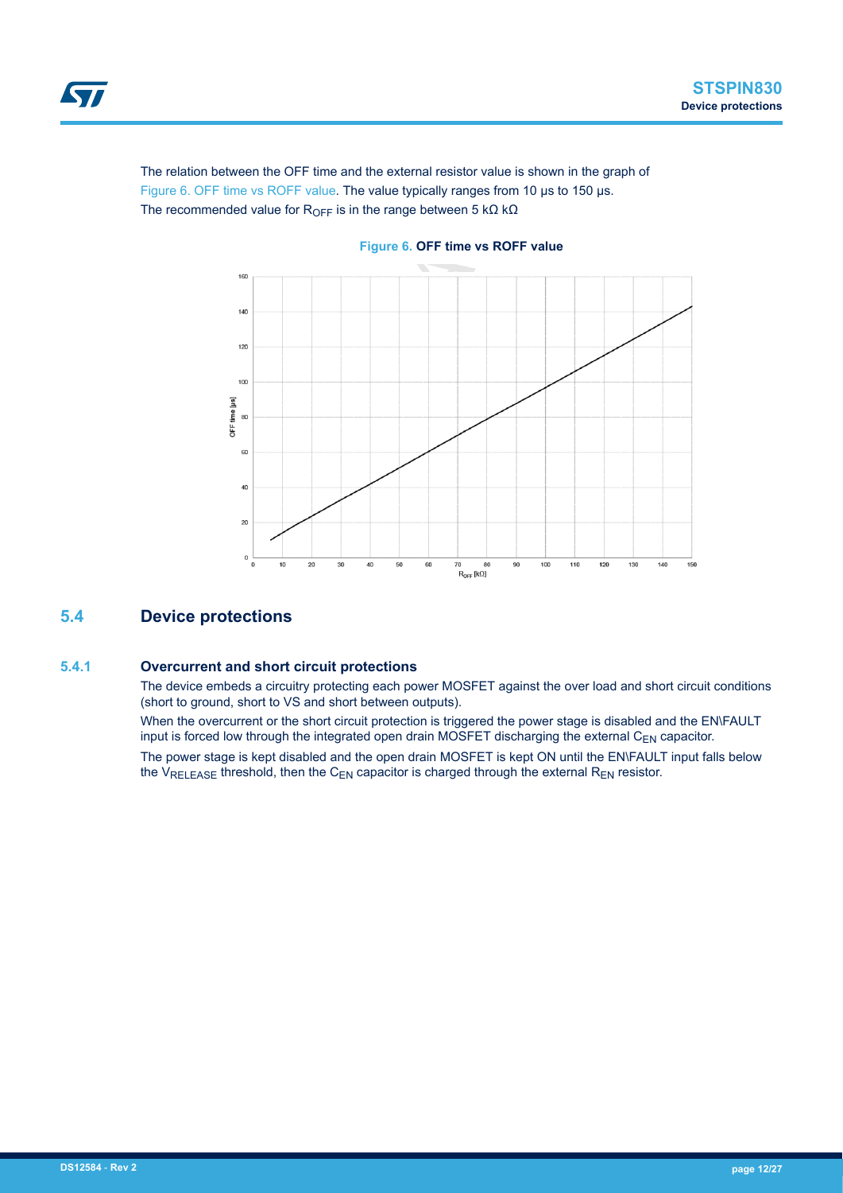The relation between the OFF time and the external resistor value is shown in the graph of Figure 6. OFF time vs ROFF value. The value typically ranges from 10 µs to 150 µs.
The recommended value for $R_{OFF}$ is in the range between 5 kΩ kΩ

**Figure 6. OFF time vs ROFF value**

## 5.4 Device protections

### 5.4.1 Overcurrent and short circuit protections

The device embeds a circuitry protecting each power MOSFET against the over load and short circuit conditions (short to ground, short to VS and short between outputs).

When the overcurrent or the short circuit protection is triggered the power stage is disabled and the EN\FAULT input is forced low through the integrated open drain MOSFET discharging the external $C_{EN}$ capacitor.

The power stage is kept disabled and the open drain MOSFET is kept ON until the EN\FAULT input falls below the $V_{RELEASE}$ threshold, then the $C_{EN}$ capacitor is charged through the external $R_{EN}$ resistor.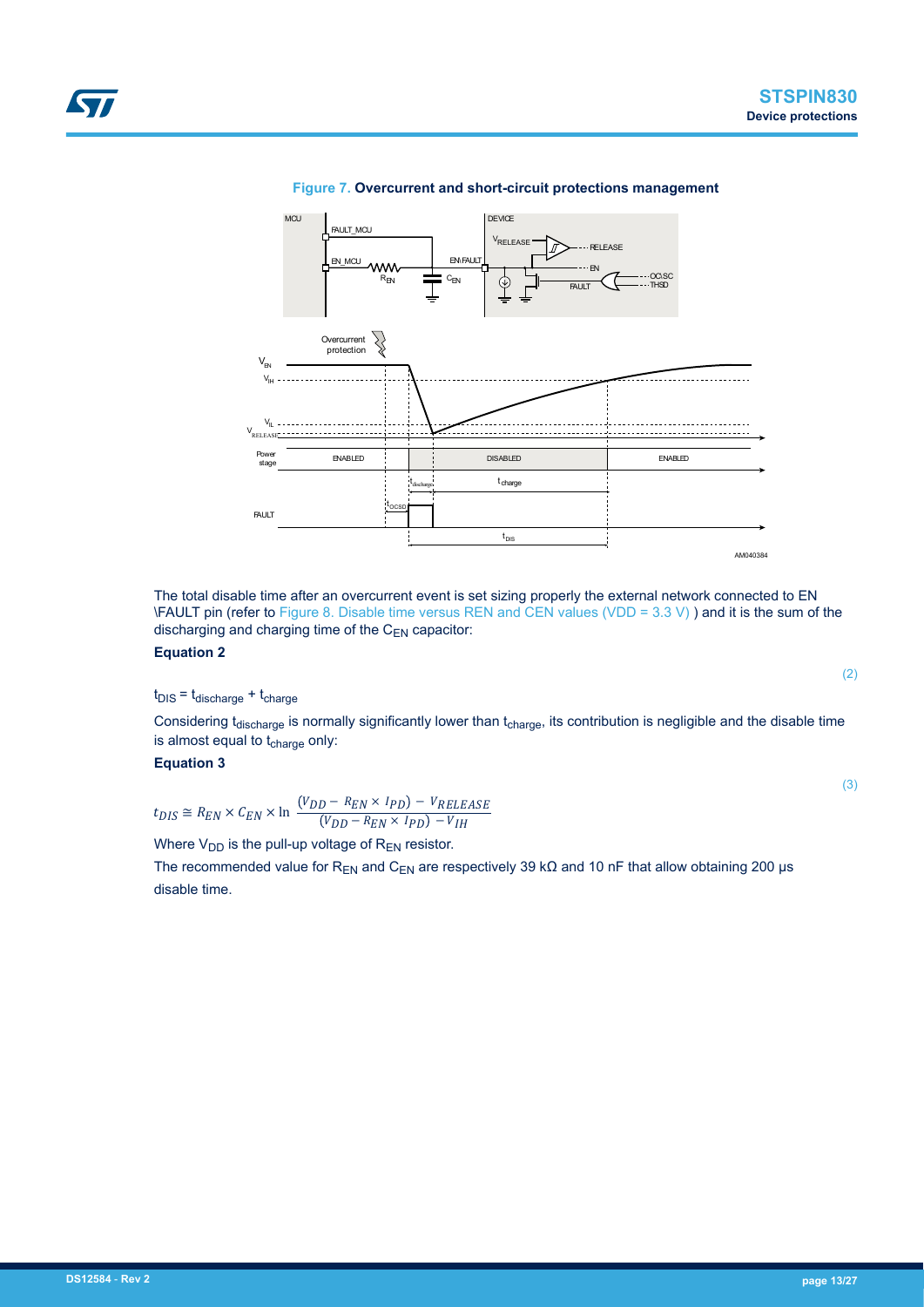**Figure 7.** Overcurrent and short-circuit protections management

The total disable time after an overcurrent event is set sizing properly the external network connected to EN \FAULT pin (refer to Figure 8. Disable time versus REN and CEN values (VDD = 3.3 V) ) and it is the sum of the discharging and charging time of the $C_{EN}$ capacitor:

**Equation 2**

$$t_{DIS} = t_{discharge} + t_{charge} \quad (2)$$

Considering $t_{discharge}$ is normally significantly lower than $t_{charge}$, its contribution is negligible and the disable time is almost equal to $t_{charge}$ only:

**Equation 3**

$$t_{DIS} \cong R_{EN} \times C_{EN} \times \ln \frac{(V_{DD} - R_{EN} \times I_{PD}) - V_{RELEASE}}{(V_{DD} - R_{EN} \times I_{PD}) - V_{IH}} \quad (3)$$

Where $V_{DD}$ is the pull-up voltage of $R_{EN}$ resistor.

The recommended value for $R_{EN}$ and $C_{EN}$ are respectively 39 kΩ and 10 nF that allow obtaining 200 μs disable time.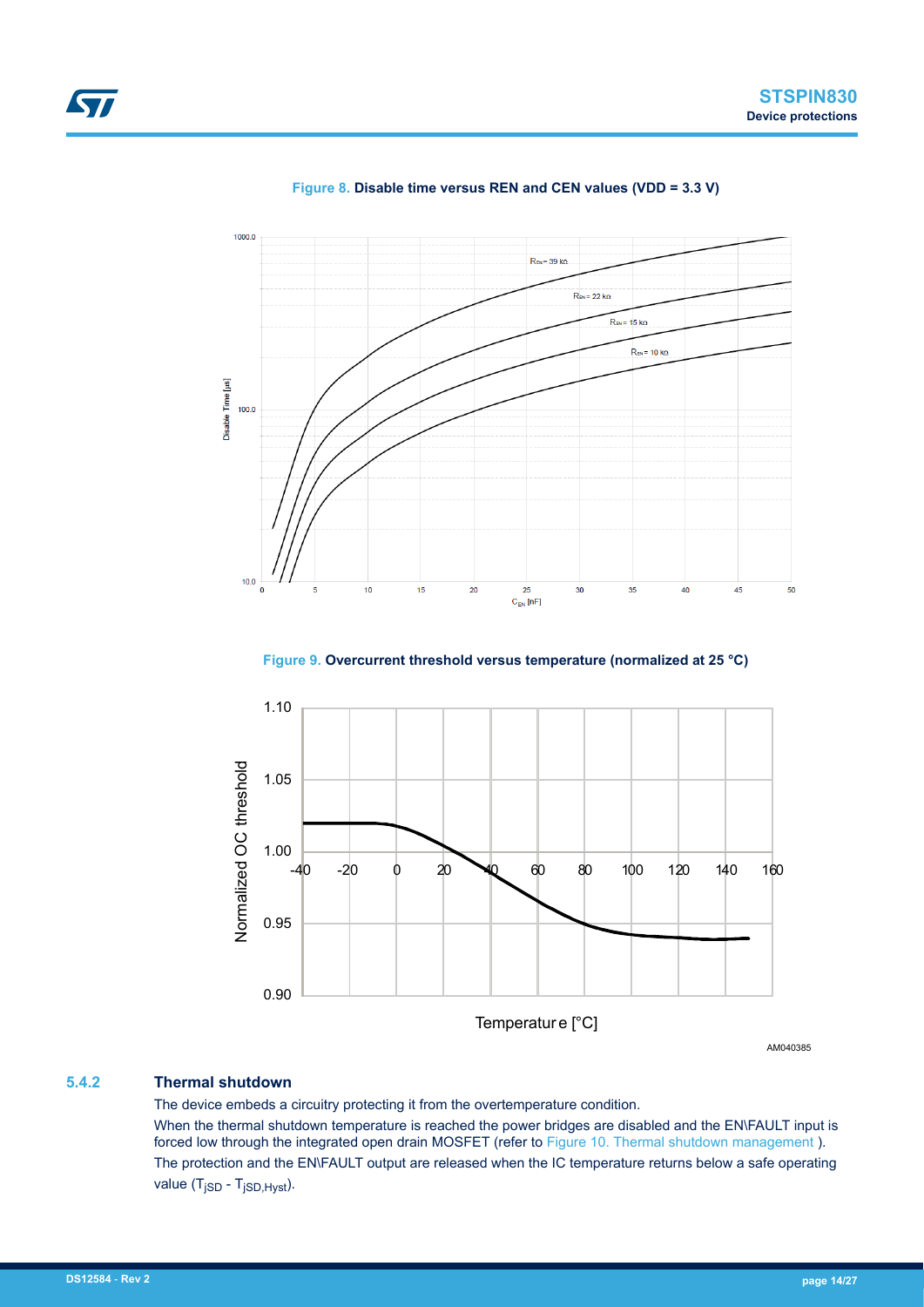**Figure 8.** Disable time versus REN and CEN values (VDD = 3.3 V)

**Figure 9.** Overcurrent threshold versus temperature (normalized at 25 °C)

AM040385

### 5.4.2 Thermal shutdown

The device embeds a circuitry protecting it from the overtemperature condition.

When the thermal shutdown temperature is reached the power bridges are disabled and the EN\FAULT input is forced low through the integrated open drain MOSFET (refer to Figure 10. Thermal shutdown management ).

The protection and the EN\FAULT output are released when the IC temperature returns below a safe operating value ($T_{jSD}$ - $T_{jSD,Hyst}$).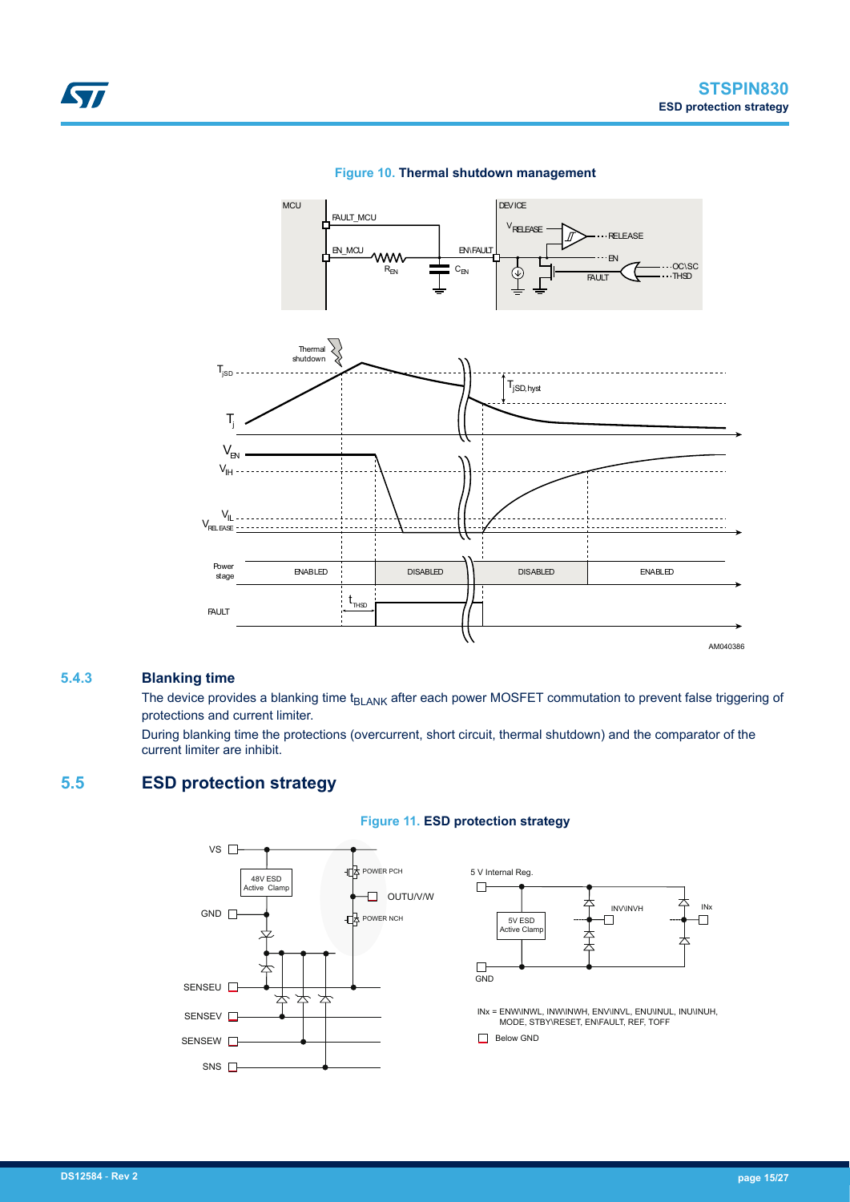**Figure 10.** **Thermal shutdown management**

### 5.4.3 Blanking time

The device provides a blanking time $t_{BLANK}$ after each power MOSFET commutation to prevent false triggering of protections and current limiter.

During blanking time the protections (overcurrent, short circuit, thermal shutdown) and the comparator of the current limiter are inhibit.

## 5.5 ESD protection strategy

**Figure 11.** **ESD protection strategy**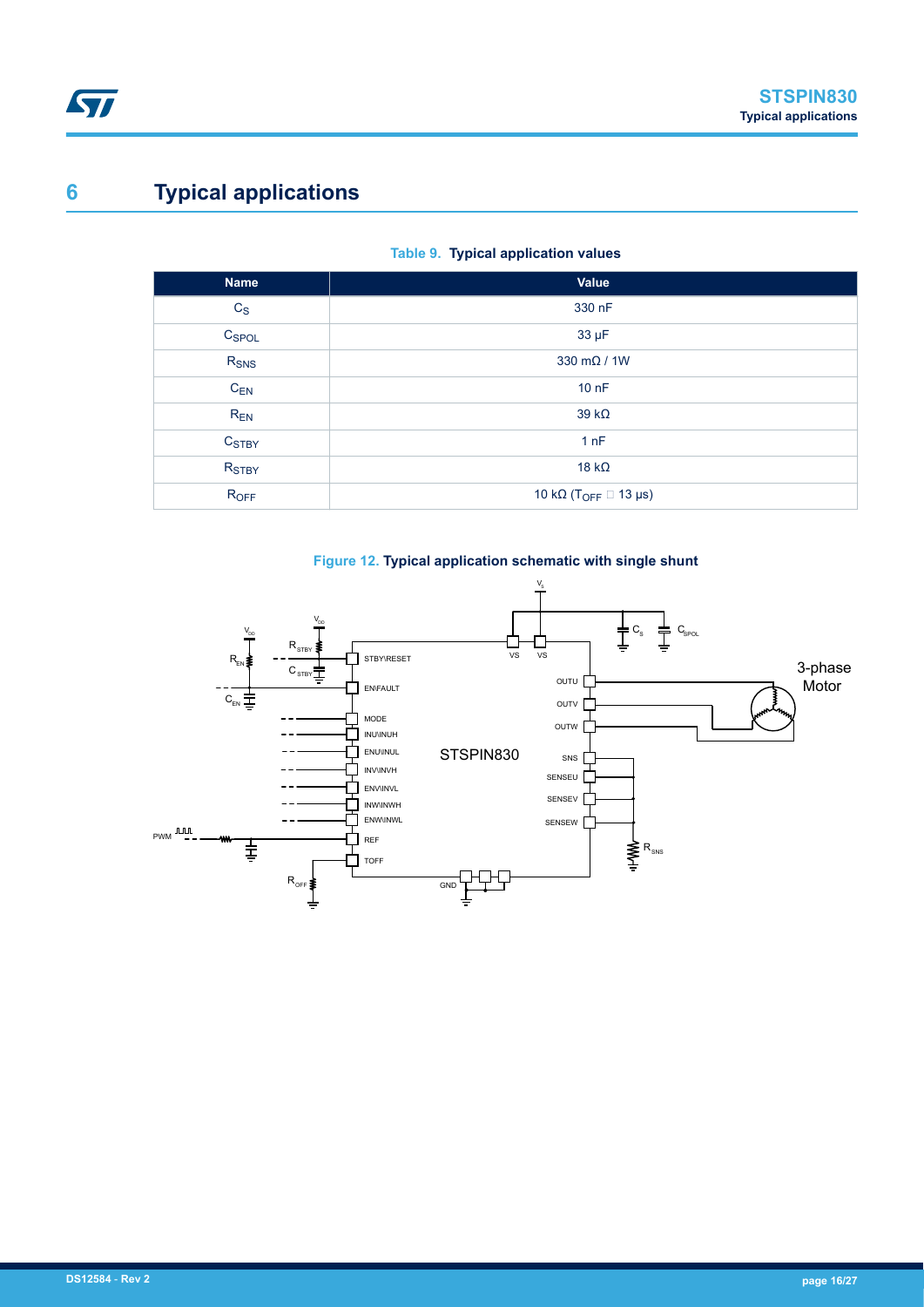# 6 Typical applications

**Table 9. Typical application values**

| Name | Value |
| --- | --- |
| $C_S$ | 330 nF |
| $C_{SPOL}$ | 33 µF |
| $R_{SNS}$ | 330 mΩ / 1W |
| $C_{EN}$ | 10 nF |
| $R_{EN}$ | 39 kΩ |
| $C_{STBY}$ | 1 nF |
| $R_{STBY}$ | 18 kΩ |
| $R_{OFF}$ | 10 kΩ ($T_{OFF}$ ≅ 13 µs) |

**Figure 12. Typical application schematic with single shunt**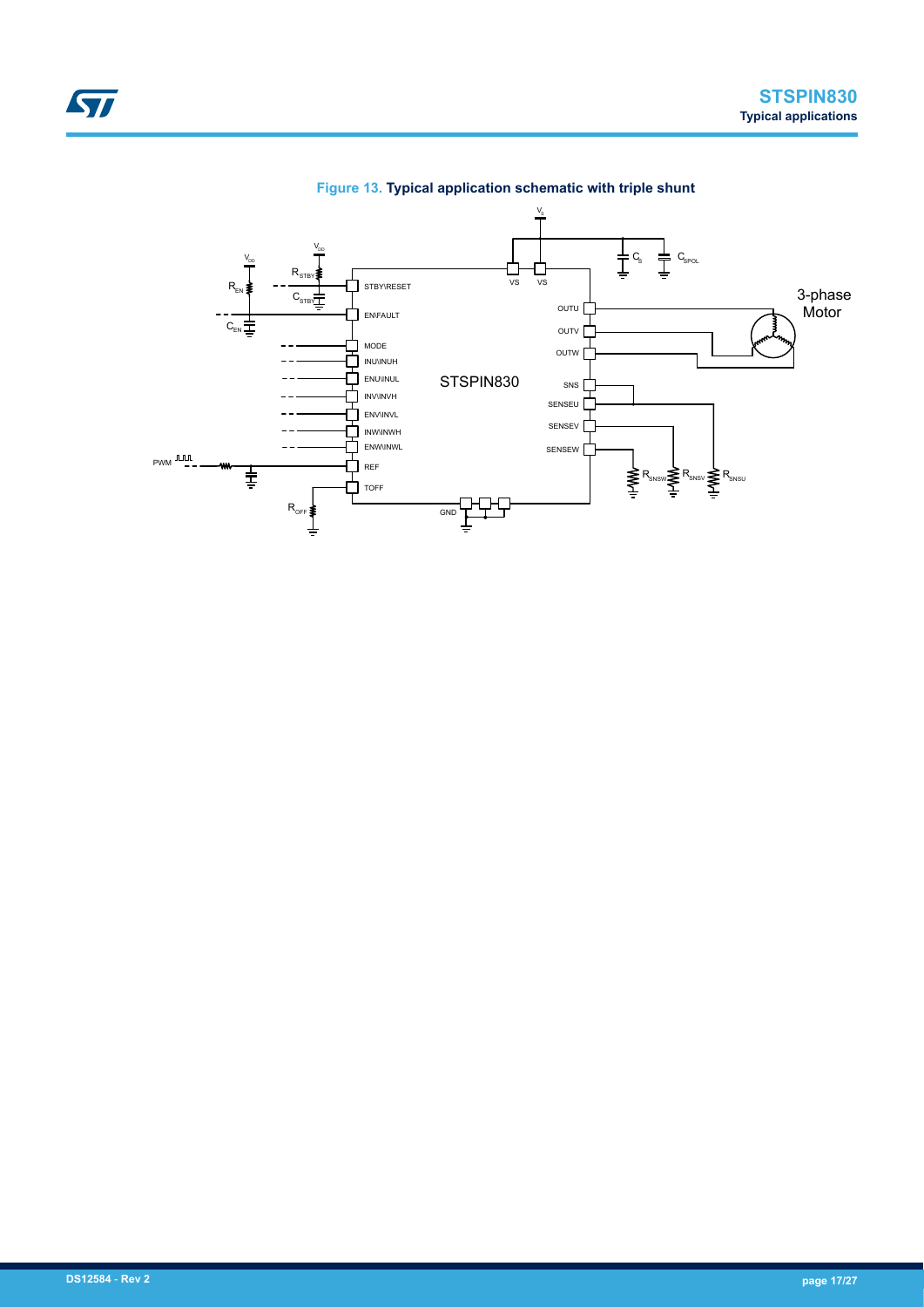**Figure 13. Typical application schematic with triple shunt**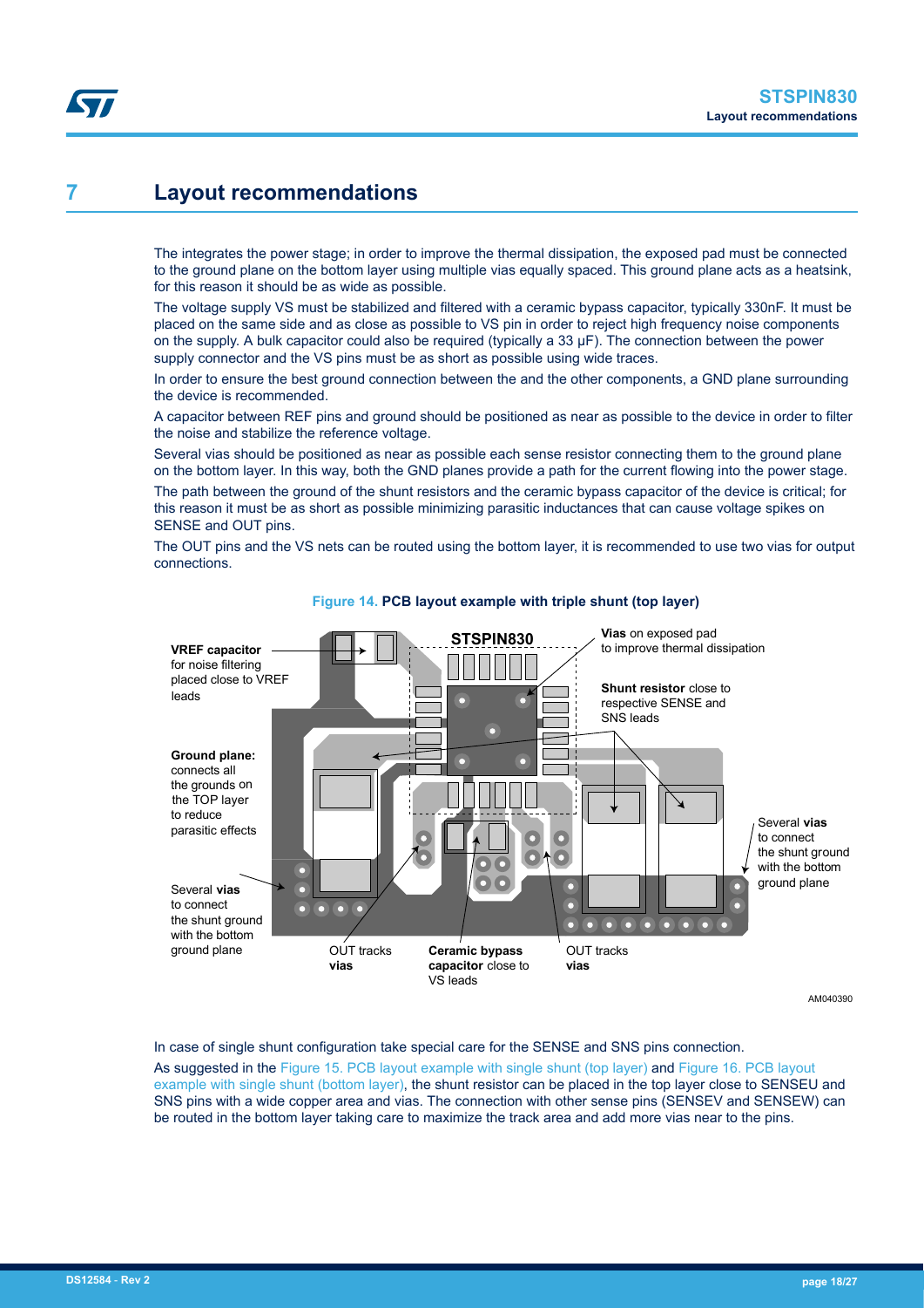# 7 Layout recommendations

The integrates the power stage; in order to improve the thermal dissipation, the exposed pad must be connected to the ground plane on the bottom layer using multiple vias equally spaced. This ground plane acts as a heatsink, for this reason it should be as wide as possible.

The voltage supply VS must be stabilized and filtered with a ceramic bypass capacitor, typically 330nF. It must be placed on the same side and as close as possible to VS pin in order to reject high frequency noise components on the supply. A bulk capacitor could also be required (typically a 33 μF). The connection between the power supply connector and the VS pins must be as short as possible using wide traces.

In order to ensure the best ground connection between the and the other components, a GND plane surrounding the device is recommended.

A capacitor between REF pins and ground should be positioned as near as possible to the device in order to filter the noise and stabilize the reference voltage.

Several vias should be positioned as near as possible each sense resistor connecting them to the ground plane on the bottom layer. In this way, both the GND planes provide a path for the current flowing into the power stage.

The path between the ground of the shunt resistors and the ceramic bypass capacitor of the device is critical; for this reason it must be as short as possible minimizing parasitic inductances that can cause voltage spikes on SENSE and OUT pins.

The OUT pins and the VS nets can be routed using the bottom layer, it is recommended to use two vias for output connections.

**Figure 14. PCB layout example with triple shunt (top layer)**

STSPIN830

**VREF capacitor** for noise filtering placed close to VREF leads

**Vias** on exposed pad to improve thermal dissipation

**Shunt resistor** close to respective SENSE and SNS leads

**Ground plane:** connects all the grounds on the TOP layer to reduce parasitic effects

Several **vias** to connect the shunt ground with the bottom ground plane

Several **vias** to connect the shunt ground with the bottom ground plane

OUT tracks **vias**

**Ceramic bypass capacitor** close to VS leads

OUT tracks **vias**

AM040390

In case of single shunt configuration take special care for the SENSE and SNS pins connection.

As suggested in the Figure 15. PCB layout example with single shunt (top layer) and Figure 16. PCB layout example with single shunt (bottom layer), the shunt resistor can be placed in the top layer close to SENSEU and SNS pins with a wide copper area and vias. The connection with other sense pins (SENSEV and SENSEW) can be routed in the bottom layer taking care to maximize the track area and add more vias near to the pins.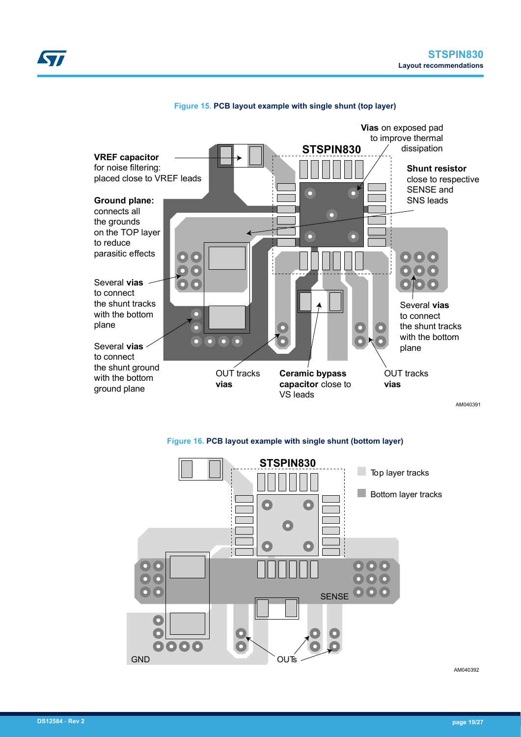**Figure 15. PCB layout example with single shunt (top layer)**

STSPIN830

**VREF capacitor** for noise filtering: placed close to VREF leads

**Ground plane:** connects all the grounds on the TOP layer to reduce parasitic effects

Several **vias** to connect the shunt tracks with the bottom plane

Several **vias** to connect the shunt ground with the bottom ground plane

**Vias** on exposed pad to improve thermal dissipation

**Shunt resistor** close to respective SENSE and SNS leads

Several **vias** to connect the shunt tracks with the bottom plane

OUT tracks **vias**

**Ceramic bypass capacitor** close to VS leads

OUT tracks **vias**

AM040391

**Figure 16. PCB layout example with single shunt (bottom layer)**

STSPIN830

Top layer tracks

Bottom layer tracks

SENSE

GND

OUTs

AM040392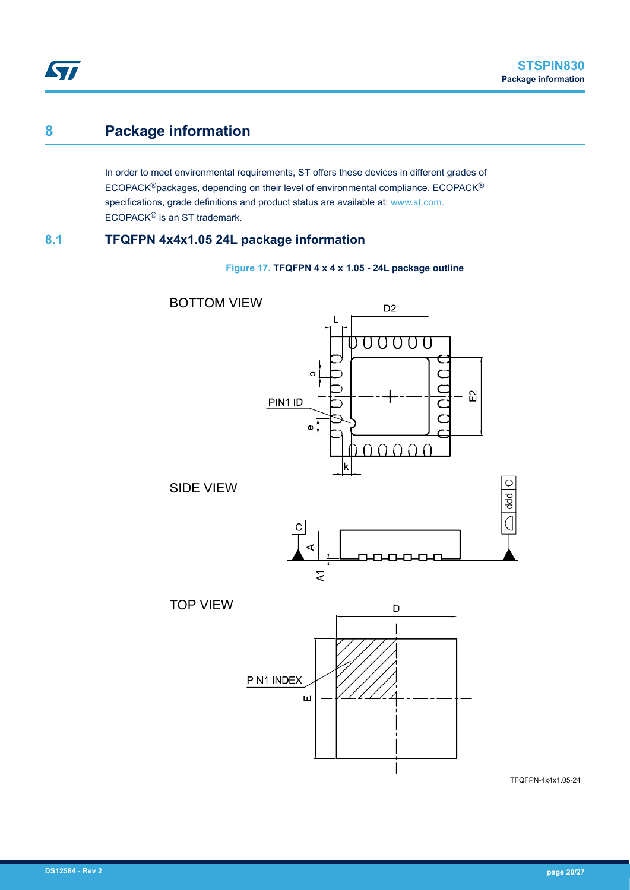# 8 Package information

In order to meet environmental requirements, ST offers these devices in different grades of ECOPACK® packages, depending on their level of environmental compliance. ECOPACK® specifications, grade definitions and product status are available at: www.st.com. ECOPACK® is an ST trademark.

## 8.1 TFQFPN 4x4x1.05 24L package information

**Figure 17. TFQFPN 4 x 4 x 1.05 - 24L package outline**

BOTTOM VIEW

SIDE VIEW

TOP VIEW

TFQFPN-4x4x1.05-24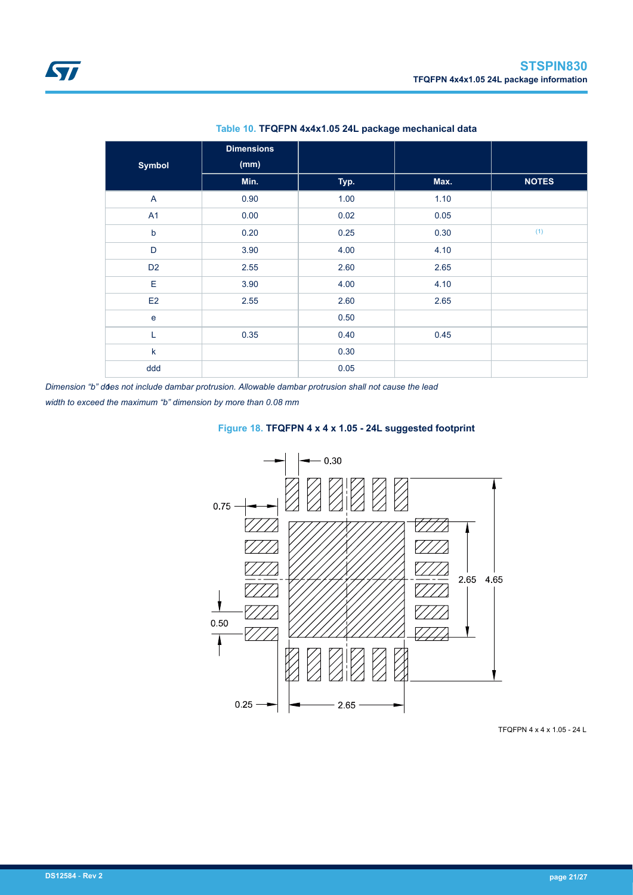**Table 10. TFQFPN 4x4x1.05 24L package mechanical data**

| Symbol | Dimensions (mm) | | | |
|---|---|---|---|---|
| | Min. | Typ. | Max. | NOTES |
| A | 0.90 | 1.00 | 1.10 | |
| A1 | 0.00 | 0.02 | 0.05 | |
| b | 0.20 | 0.25 | 0.30 | (1) |
| D | 3.90 | 4.00 | 4.10 | |
| D2 | 2.55 | 2.60 | 2.65 | |
| E | 3.90 | 4.00 | 4.10 | |
| E2 | 2.55 | 2.60 | 2.65 | |
| e | | 0.50 | | |
| L | 0.35 | 0.40 | 0.45 | |
| k | | 0.30 | | |
| ddd | | 0.05 | | |

*Dimension "b" does not include dambar protrusion. Allowable dambar protrusion shall not cause the lead width to exceed the maximum "b" dimension by more than 0.08 mm*

**Figure 18. TFQFPN 4 x 4 x 1.05 - 24L suggested footprint**

0.30

0.75

0.50

0.25

2.65

2.65

4.65

TFQFPN 4 x 4 x 1.05 - 24 L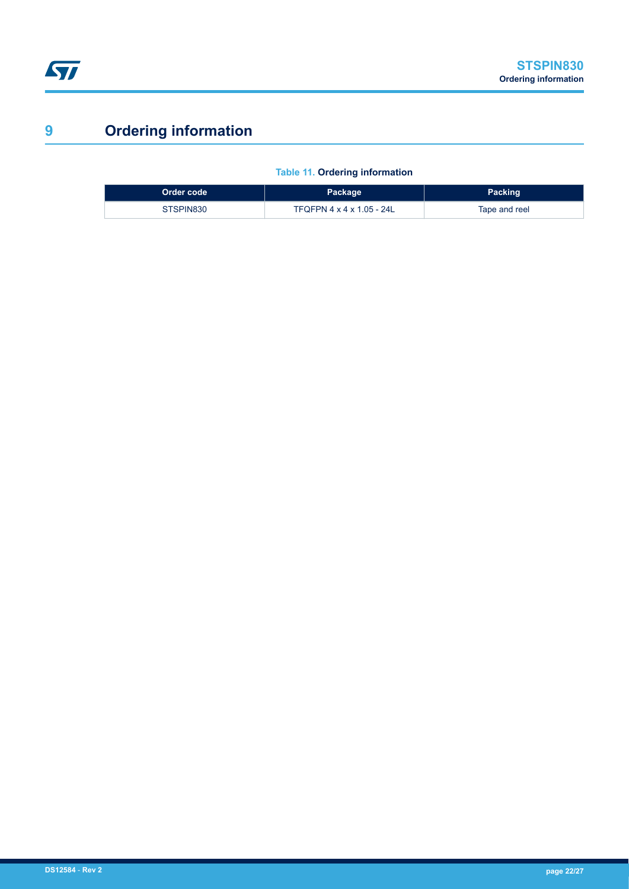# 9 Ordering information

**Table 11. Ordering information**

| Order code | Package | Packing |
|---|---|---|
| STSPIN830 | TFQFPN 4 x 4 x 1.05 - 24L | Tape and reel |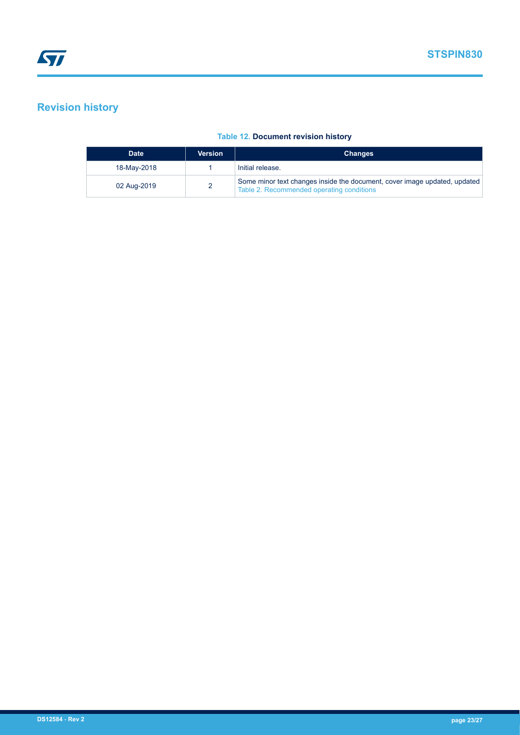## Revision history

**Table 12. Document revision history**

| Date | Version | Changes |
|---|---|---|
| 18-May-2018 | 1 | Initial release. |
| 02 Aug-2019 | 2 | Some minor text changes inside the document, cover image updated, updated Table 2. Recommended operating conditions |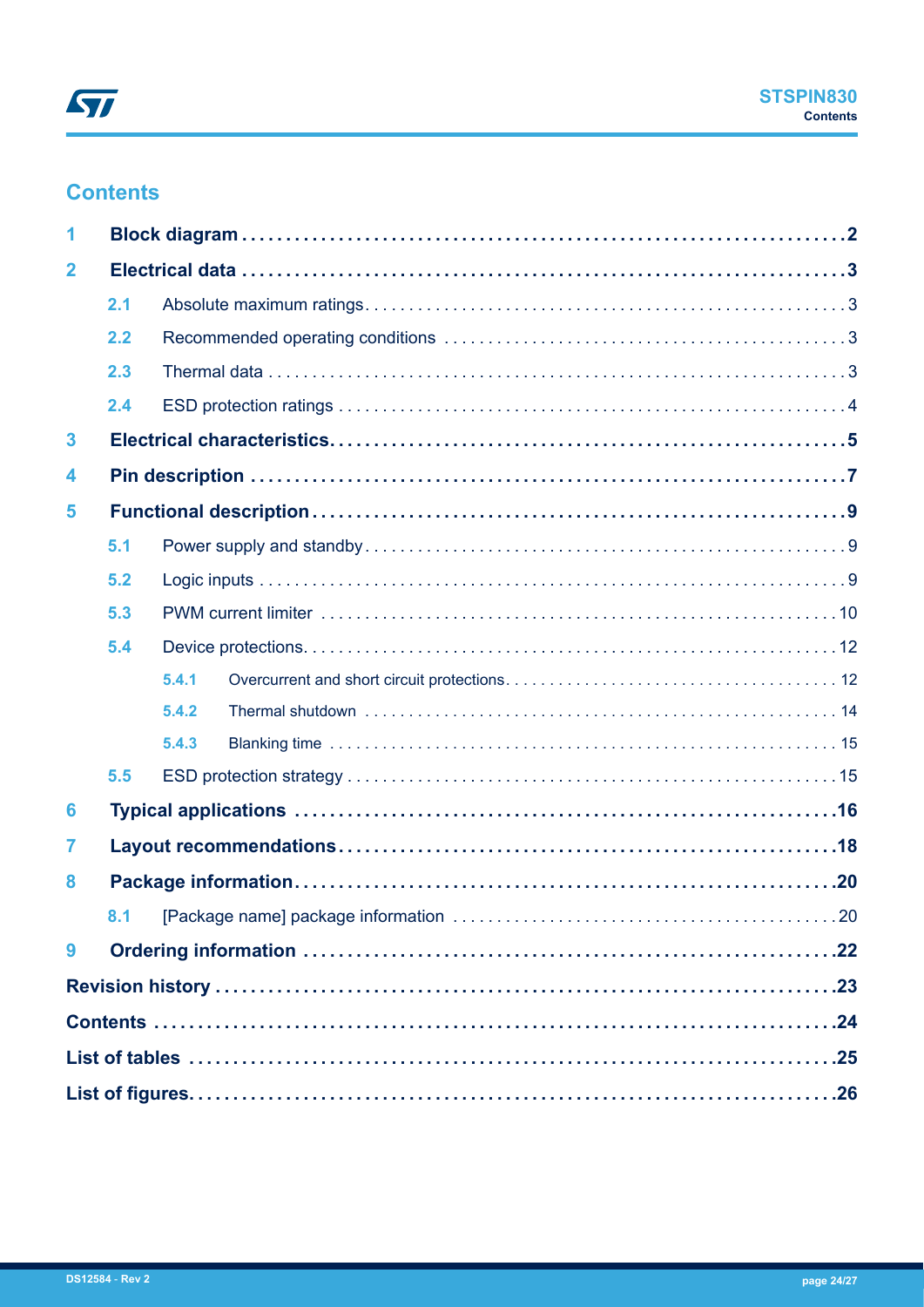# Contents

**1 Block diagram** ............................................................ **2**

**2 Electrical data** ............................................................ **3**

- 2.1 Absolute maximum ratings ............................................................ 3
- 2.2 Recommended operating conditions ............................................................ 3
- 2.3 Thermal data ............................................................ 3
- 2.4 ESD protection ratings ............................................................ 4

**3 Electrical characteristics** ............................................................ **5**

**4 Pin description** ............................................................ **7**

**5 Functional description** ............................................................ **9**

- 5.1 Power supply and standby ............................................................ 9
- 5.2 Logic inputs ............................................................ 9
- 5.3 PWM current limiter ............................................................ 10
- 5.4 Device protections ............................................................ 12
  - 5.4.1 Overcurrent and short circuit protections ............................................................ 12
  - 5.4.2 Thermal shutdown ............................................................ 14
  - 5.4.3 Blanking time ............................................................ 15
- 5.5 ESD protection strategy ............................................................ 15

**6 Typical applications** ............................................................ **16**

**7 Layout recommendations** ............................................................ **18**

**8 Package information** ............................................................ **20**

- 8.1 [Package name] package information ............................................................ 20

**9 Ordering information** ............................................................ **22**

**Revision history** ............................................................ **23**

**Contents** ............................................................ **24**

**List of tables** ............................................................ **25**

**List of figures** ............................................................ **26**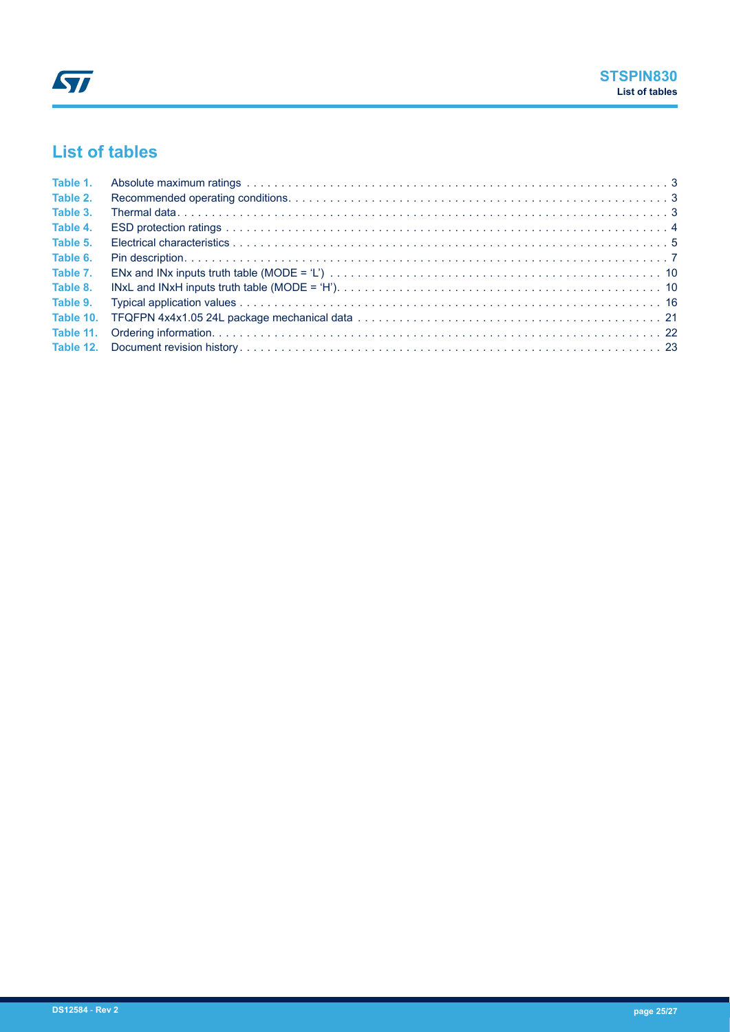# List of tables

- Table 1. Absolute maximum ratings . . . . . . . . . . 3
- Table 2. Recommended operating conditions. . . . . . . . . . 3
- Table 3. Thermal data. . . . . . . . . . 3
- Table 4. ESD protection ratings . . . . . . . . . . 4
- Table 5. Electrical characteristics . . . . . . . . . . 5
- Table 6. Pin description. . . . . . . . . . 7
- Table 7. ENx and INx inputs truth table (MODE = 'L') . . . . . . . . . . 10
- Table 8. INxL and INxH inputs truth table (MODE = 'H'). . . . . . . . . . 10
- Table 9. Typical application values . . . . . . . . . . 16
- Table 10. TFQFPN 4x4x1.05 24L package mechanical data . . . . . . . . . . 21
- Table 11. Ordering information. . . . . . . . . . 22
- Table 12. Document revision history . . . . . . . . . . 23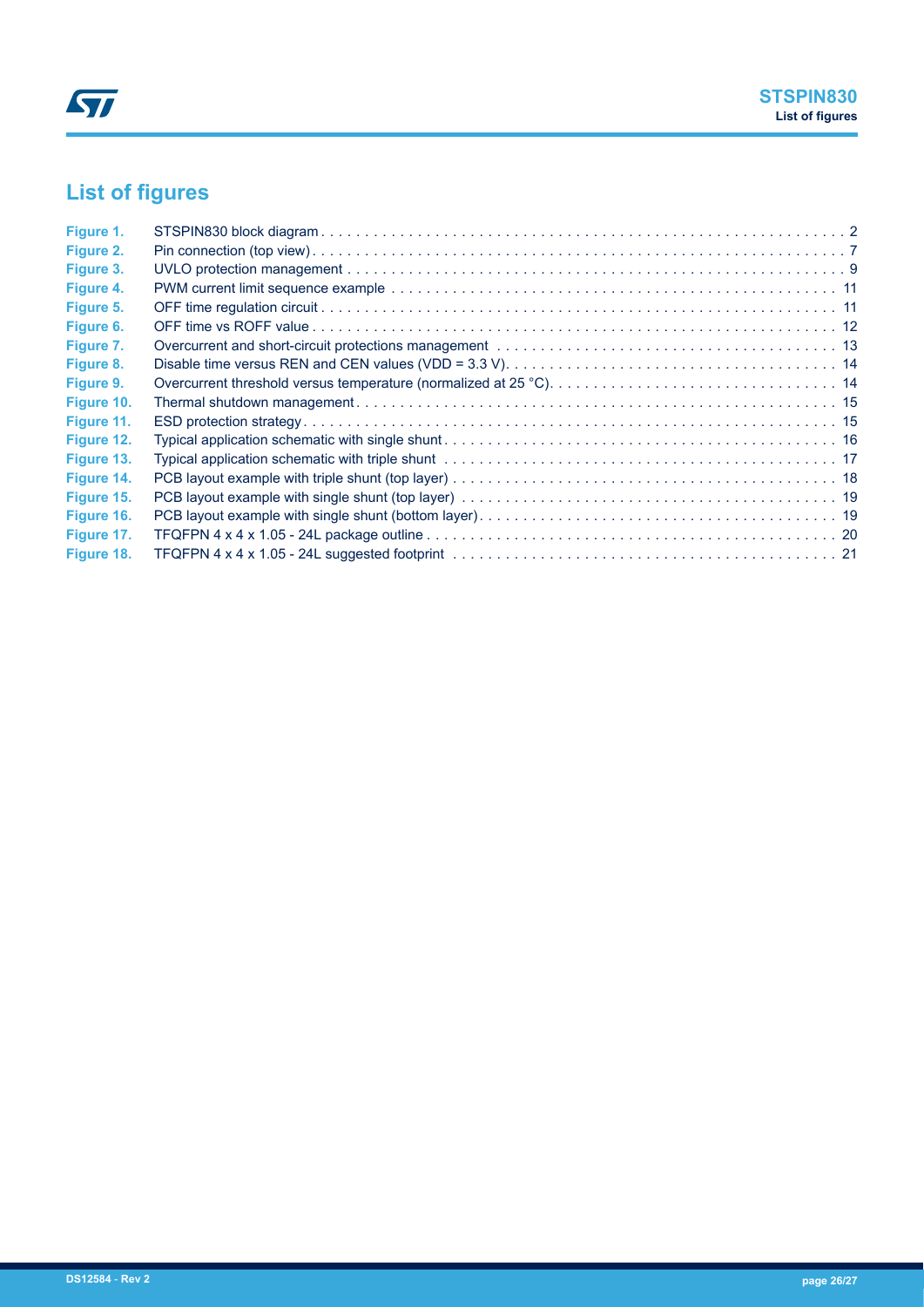# List of figures

| | | |
|---|---|---|
| **Figure 1.** | STSPIN830 block diagram | 2 |
| **Figure 2.** | Pin connection (top view) | 7 |
| **Figure 3.** | UVLO protection management | 9 |
| **Figure 4.** | PWM current limit sequence example | 11 |
| **Figure 5.** | OFF time regulation circuit | 11 |
| **Figure 6.** | OFF time vs ROFF value | 12 |
| **Figure 7.** | Overcurrent and short-circuit protections management | 13 |
| **Figure 8.** | Disable time versus REN and CEN values (VDD = 3.3 V) | 14 |
| **Figure 9.** | Overcurrent threshold versus temperature (normalized at 25 °C) | 14 |
| **Figure 10.** | Thermal shutdown management | 15 |
| **Figure 11.** | ESD protection strategy | 15 |
| **Figure 12.** | Typical application schematic with single shunt | 16 |
| **Figure 13.** | Typical application schematic with triple shunt | 17 |
| **Figure 14.** | PCB layout example with triple shunt (top layer) | 18 |
| **Figure 15.** | PCB layout example with single shunt (top layer) | 19 |
| **Figure 16.** | PCB layout example with single shunt (bottom layer) | 19 |
| **Figure 17.** | TFQFPN 4 x 4 x 1.05 - 24L package outline | 20 |
| **Figure 18.** | TFQFPN 4 x 4 x 1.05 - 24L suggested footprint | 21 |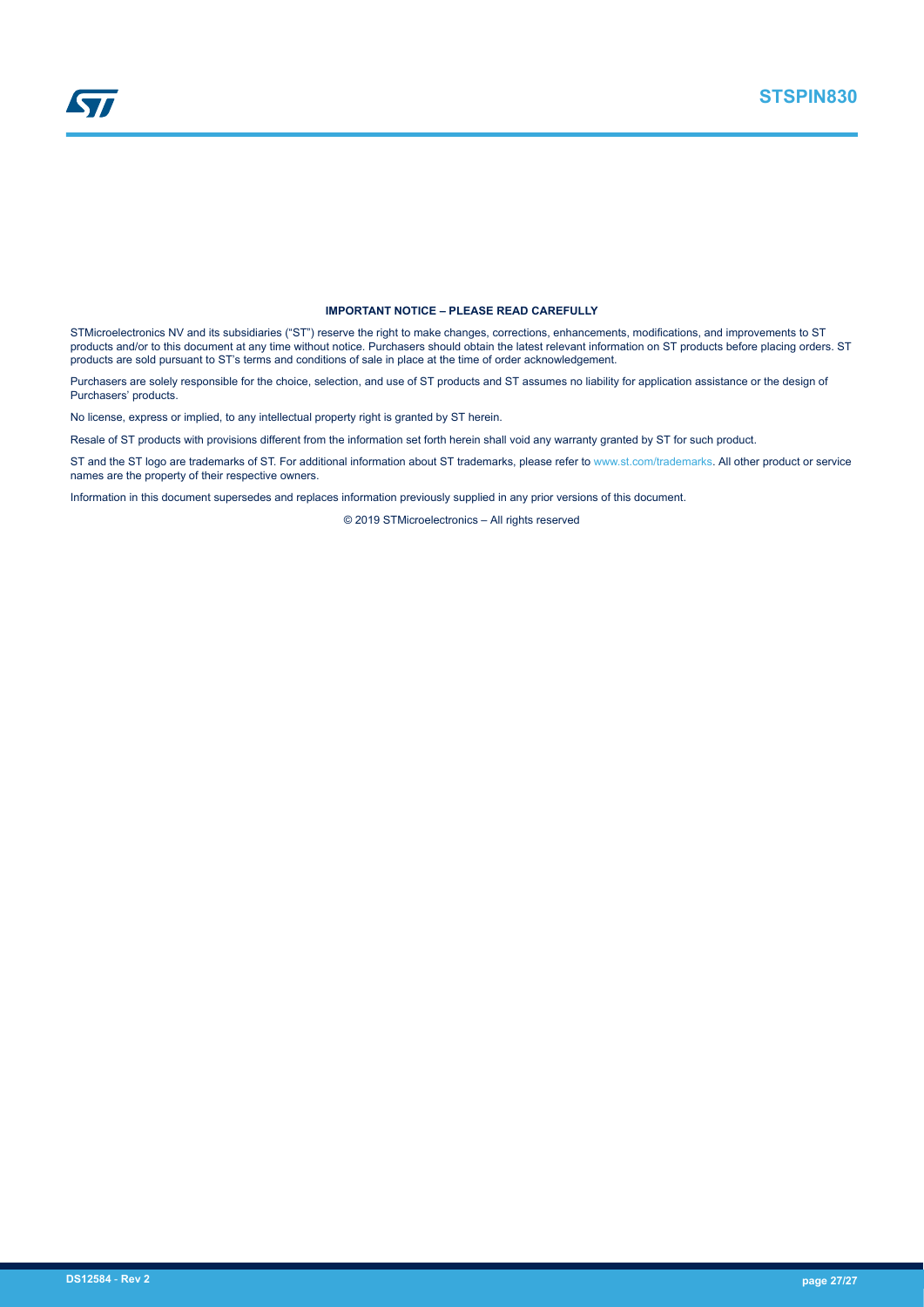**IMPORTANT NOTICE – PLEASE READ CAREFULLY**

STMicroelectronics NV and its subsidiaries ("ST") reserve the right to make changes, corrections, enhancements, modifications, and improvements to ST products and/or to this document at any time without notice. Purchasers should obtain the latest relevant information on ST products before placing orders. ST products are sold pursuant to ST's terms and conditions of sale in place at the time of order acknowledgement.

Purchasers are solely responsible for the choice, selection, and use of ST products and ST assumes no liability for application assistance or the design of Purchasers' products.

No license, express or implied, to any intellectual property right is granted by ST herein.

Resale of ST products with provisions different from the information set forth herein shall void any warranty granted by ST for such product.

ST and the ST logo are trademarks of ST. For additional information about ST trademarks, please refer to www.st.com/trademarks. All other product or service names are the property of their respective owners.

Information in this document supersedes and replaces information previously supplied in any prior versions of this document.

© 2019 STMicroelectronics – All rights reserved